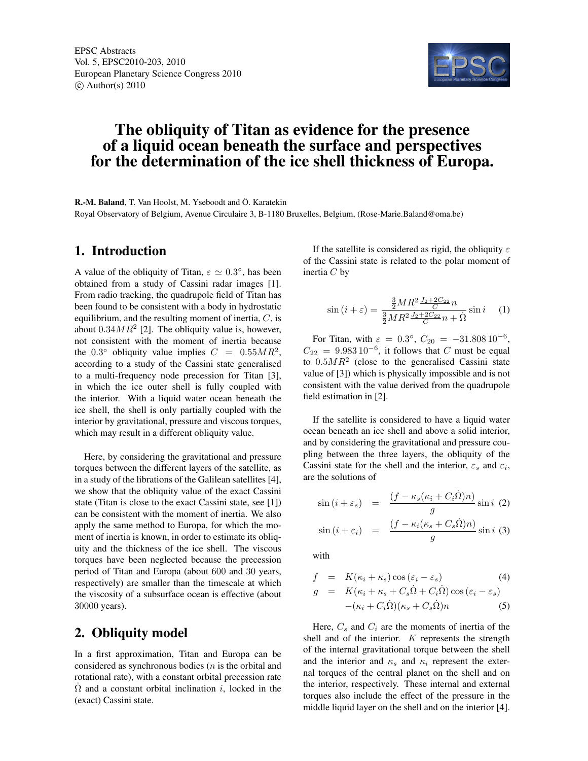# The obliquity of Titan as evidence for the presence of a liquid ocean beneath the surface and perspectives for the determination of the ice shell thickness of Europa.

**R.-M. Baland**, T. Van Hoolst, M. Yseboodt and Ö. Karatekin

Royal Observatory of Belgium, Avenue Circulaire 3, B-1180 Bruxelles, Belgium, (Rose-Marie.Baland@oma.be)

## 1. Introduction

A value of the obliquity of Titan, $\varepsilon \simeq 0.3^\circ$, has been obtained from a study of Cassini radar images [1]. From radio tracking, the quadrupole field of Titan has been found to be consistent with a body in hydrostatic equilibrium, and the resulting moment of inertia, $C$, is about $0.34MR^2$ [2]. The obliquity value is, however, not consistent with the moment of inertia because the $0.3^\circ$ obliquity value implies $C = 0.55MR^2$, according to a study of the Cassini state generalised to a multi-frequency node precession for Titan [3], in which the ice outer shell is fully coupled with the interior. With a liquid water ocean beneath the ice shell, the shell is only partially coupled with the interior by gravitational, pressure and viscous torques, which may result in a different obliquity value.

Here, by considering the gravitational and pressure torques between the different layers of the satellite, as in a study of the librations of the Galilean satellites [4], we show that the obliquity value of the exact Cassini state (Titan is close to the exact Cassini state, see [1]) can be consistent with the moment of inertia. We also apply the same method to Europa, for which the moment of inertia is known, in order to estimate its obliquity and the thickness of the ice shell. The viscous torques have been neglected because the precession period of Titan and Europa (about 600 and 30 years, respectively) are smaller than the timescale at which the viscosity of a subsurface ocean is effective (about 30000 years).

## 2. Obliquity model

In a first approximation, Titan and Europa can be considered as synchronous bodies ($n$ is the orbital and rotational rate), with a constant orbital precession rate $\dot{\Omega}$ and a constant orbital inclination $i$, locked in the (exact) Cassini state.

If the satellite is considered as rigid, the obliquity $\varepsilon$ of the Cassini state is related to the polar moment of inertia $C$ by

$$\sin(i+\varepsilon) = \frac{\frac{3}{2}MR^2\frac{J_2+2C_{22}}{C}n}{\frac{3}{2}MR^2\frac{J_2+2C_{22}}{C}n+\dot{\Omega}}\sin i \quad (1)$$

For Titan, with $\varepsilon = 0.3^\circ$, $C_{20} = -31.808\,10^{-6}$, $C_{22} = 9.983\,10^{-6}$, it follows that $C$ must be equal to $0.5MR^2$ (close to the generalised Cassini state value of [3]) which is physically impossible and is not consistent with the value derived from the quadrupole field estimation in [2].

If the satellite is considered to have a liquid water ocean beneath an ice shell and above a solid interior, and by considering the gravitational and pressure coupling between the three layers, the obliquity of the Cassini state for the shell and the interior, $\varepsilon_s$ and $\varepsilon_i$, are the solutions of

$$\sin(i+\varepsilon_s) = \frac{(f-\kappa_s(\kappa_i+C_i\dot{\Omega})n)}{g}\sin i \quad (2)$$

$$\sin(i+\varepsilon_i) = \frac{(f-\kappa_i(\kappa_s+C_s\dot{\Omega})n)}{g}\sin i \quad (3)$$

with

$$f = K(\kappa_i+\kappa_s)\cos(\varepsilon_i-\varepsilon_s) \quad (4)$$

$$g = K(\kappa_i+\kappa_s+C_s\dot{\Omega}+C_i\dot{\Omega})\cos(\varepsilon_i-\varepsilon_s) - (\kappa_i+C_i\dot{\Omega})(\kappa_s+C_s\dot{\Omega})n \quad (5)$$

Here, $C_s$ and $C_i$ are the moments of inertia of the shell and of the interior. $K$ represents the strength of the internal gravitational torque between the shell and the interior and $\kappa_s$ and $\kappa_i$ represent the external torques of the central planet on the shell and on the interior, respectively. These internal and external torques also include the effect of the pressure in the middle liquid layer on the shell and on the interior [4].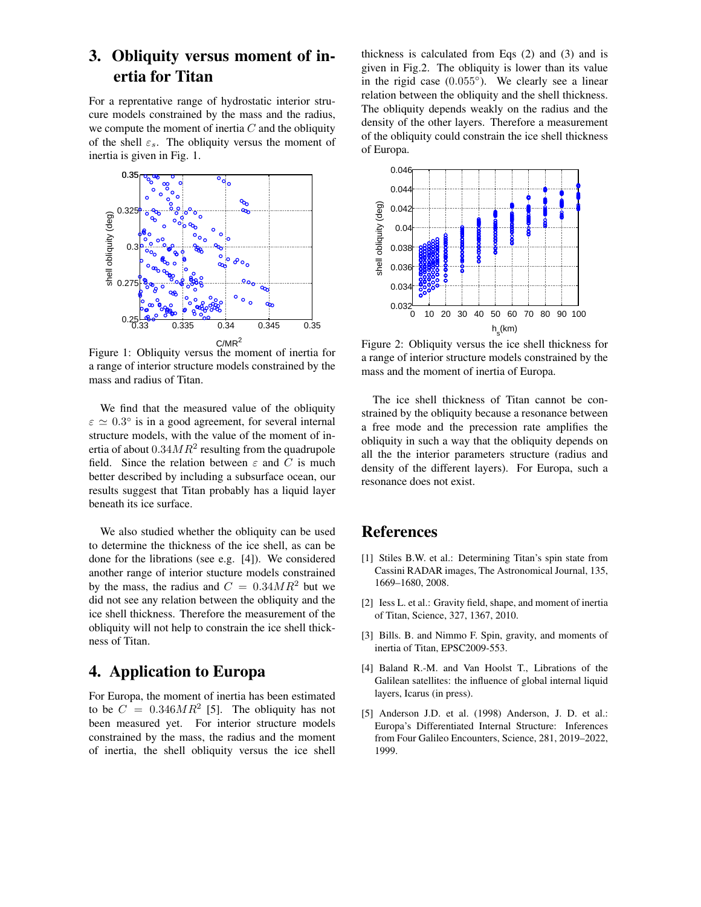## 3. Obliquity versus moment of inertia for Titan

For a reprentative range of hydrostatic interior strucure models constrained by the mass and the radius, we compute the moment of inertia $C$ and the obliquity of the shell $\varepsilon_s$. The obliquity versus the moment of inertia is given in Fig. 1.

shell obliquity (deg)
0.35
0.325
0.3
0.275
0.25
0.33
0.335
0.34
0.345
0.35
C/MR$^2$

Figure 1: Obliquity versus the moment of inertia for a range of interior structure models constrained by the mass and radius of Titan.

We find that the measured value of the obliquity $\varepsilon \simeq 0.3°$ is in a good agreement, for several internal structure models, with the value of the moment of inertia of about $0.34MR^2$ resulting from the quadrupole field. Since the relation between $\varepsilon$ and $C$ is much better described by including a subsurface ocean, our results suggest that Titan probably has a liquid layer beneath its ice surface.

We also studied whether the obliquity can be used to determine the thickness of the ice shell, as can be done for the librations (see e.g. [4]). We considered another range of interior stucture models constrained by the mass, the radius and $C = 0.34MR^2$ but we did not see any relation between the obliquity and the ice shell thickness. Therefore the measurement of the obliquity will not help to constrain the ice shell thickness of Titan.

## 4. Application to Europa

For Europa, the moment of inertia has been estimated to be $C = 0.346MR^2$ [5]. The obliquity has not been measured yet. For interior structure models constrained by the mass, the radius and the moment of inertia, the shell obliquity versus the ice shell thickness is calculated from Eqs (2) and (3) and is given in Fig.2. The obliquity is lower than its value in the rigid case ($0.055°$). We clearly see a linear relation between the obliquity and the shell thickness. The obliquity depends weakly on the radius and the density of the other layers. Therefore a measurement of the obliquity could constrain the ice shell thickness of Europa.

shell obliquity (deg)
0.046
0.044
0.042
0.04
0.038
0.036
0.034
0.032
0
10
20
30
40
50
60
70
80
90
100
$h_s$(km)

Figure 2: Obliquity versus the ice shell thickness for a range of interior structure models constrained by the mass and the moment of inertia of Europa.

The ice shell thickness of Titan cannot be constrained by the obliquity because a resonance between a free mode and the precession rate amplifies the obliquity in such a way that the obliquity depends on all the the interior parameters structure (radius and density of the different layers). For Europa, such a resonance does not exist.

## References

[1] Stiles B.W. et al.: Determining Titan's spin state from Cassini RADAR images, The Astronomical Journal, 135, 1669–1680, 2008.

[2] Iess L. et al.: Gravity field, shape, and moment of inertia of Titan, Science, 327, 1367, 2010.

[3] Bills. B. and Nimmo F. Spin, gravity, and moments of inertia of Titan, EPSC2009-553.

[4] Baland R.-M. and Van Hoolst T., Librations of the Galilean satellites: the influence of global internal liquid layers, Icarus (in press).

[5] Anderson J.D. et al. (1998) Anderson, J. D. et al.: Europa's Differentiated Internal Structure: Inferences from Four Galileo Encounters, Science, 281, 2019–2022, 1999.